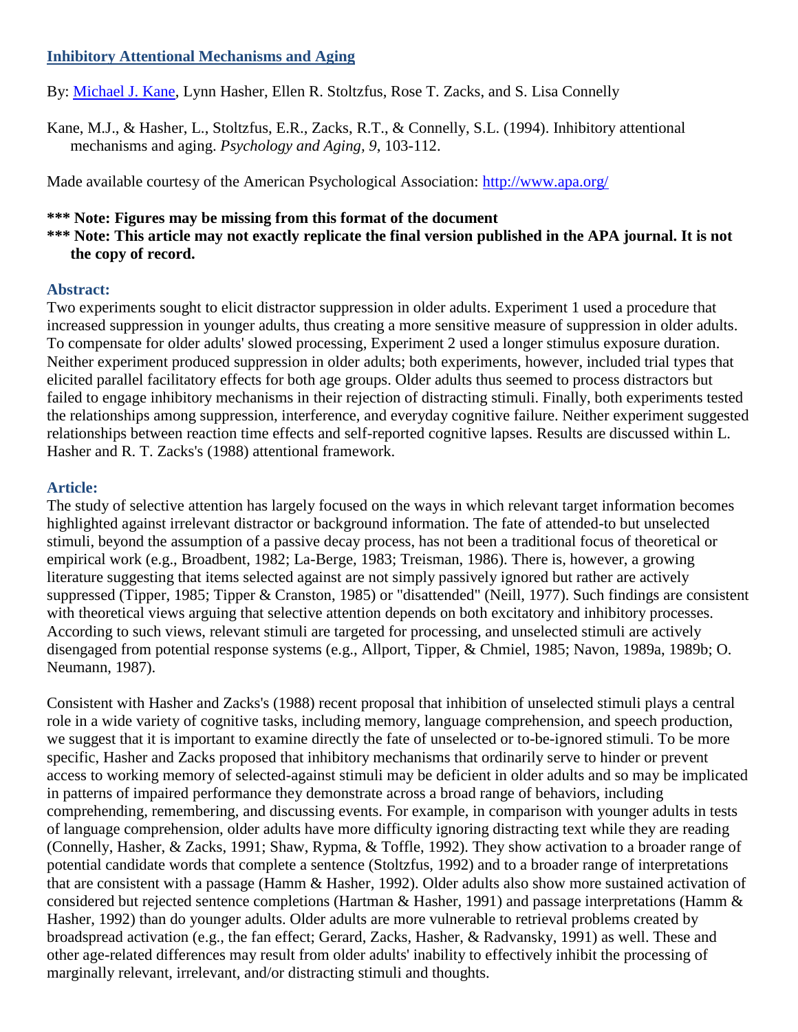# Inhibitory Attentional Mechanisms and Aging

By: Michael J. Kane, Lynn Hasher, Ellen R. Stoltzfus, Rose T. Zacks, and S. Lisa Connelly

Kane, M.J., & Hasher, L., Stoltzfus, E.R., Zacks, R.T., & Connelly, S.L. (1994). Inhibitory attentional mechanisms and aging. *Psychology and Aging, 9*, 103-112.

Made available courtesy of the American Psychological Association: http://www.apa.org/

**\*\*\* Note: Figures may be missing from this format of the document**
**\*\*\* Note: This article may not exactly replicate the final version published in the APA journal. It is not the copy of record.**

## Abstract:

Two experiments sought to elicit distractor suppression in older adults. Experiment 1 used a procedure that increased suppression in younger adults, thus creating a more sensitive measure of suppression in older adults. To compensate for older adults' slowed processing, Experiment 2 used a longer stimulus exposure duration. Neither experiment produced suppression in older adults; both experiments, however, included trial types that elicited parallel facilitatory effects for both age groups. Older adults thus seemed to process distractors but failed to engage inhibitory mechanisms in their rejection of distracting stimuli. Finally, both experiments tested the relationships among suppression, interference, and everyday cognitive failure. Neither experiment suggested relationships between reaction time effects and self-reported cognitive lapses. Results are discussed within L. Hasher and R. T. Zacks's (1988) attentional framework.

## Article:

The study of selective attention has largely focused on the ways in which relevant target information becomes highlighted against irrelevant distractor or background information. The fate of attended-to but unselected stimuli, beyond the assumption of a passive decay process, has not been a traditional focus of theoretical or empirical work (e.g., Broadbent, 1982; La-Berge, 1983; Treisman, 1986). There is, however, a growing literature suggesting that items selected against are not simply passively ignored but rather are actively suppressed (Tipper, 1985; Tipper & Cranston, 1985) or "disattended" (Neill, 1977). Such findings are consistent with theoretical views arguing that selective attention depends on both excitatory and inhibitory processes. According to such views, relevant stimuli are targeted for processing, and unselected stimuli are actively disengaged from potential response systems (e.g., Allport, Tipper, & Chmiel, 1985; Navon, 1989a, 1989b; O. Neumann, 1987).

Consistent with Hasher and Zacks's (1988) recent proposal that inhibition of unselected stimuli plays a central role in a wide variety of cognitive tasks, including memory, language comprehension, and speech production, we suggest that it is important to examine directly the fate of unselected or to-be-ignored stimuli. To be more specific, Hasher and Zacks proposed that inhibitory mechanisms that ordinarily serve to hinder or prevent access to working memory of selected-against stimuli may be deficient in older adults and so may be implicated in patterns of impaired performance they demonstrate across a broad range of behaviors, including comprehending, remembering, and discussing events. For example, in comparison with younger adults in tests of language comprehension, older adults have more difficulty ignoring distracting text while they are reading (Connelly, Hasher, & Zacks, 1991; Shaw, Rypma, & Toffle, 1992). They show activation to a broader range of potential candidate words that complete a sentence (Stoltzfus, 1992) and to a broader range of interpretations that are consistent with a passage (Hamm & Hasher, 1992). Older adults also show more sustained activation of considered but rejected sentence completions (Hartman & Hasher, 1991) and passage interpretations (Hamm & Hasher, 1992) than do younger adults. Older adults are more vulnerable to retrieval problems created by broadspread activation (e.g., the fan effect; Gerard, Zacks, Hasher, & Radvansky, 1991) as well. These and other age-related differences may result from older adults' inability to effectively inhibit the processing of marginally relevant, irrelevant, and/or distracting stimuli and thoughts.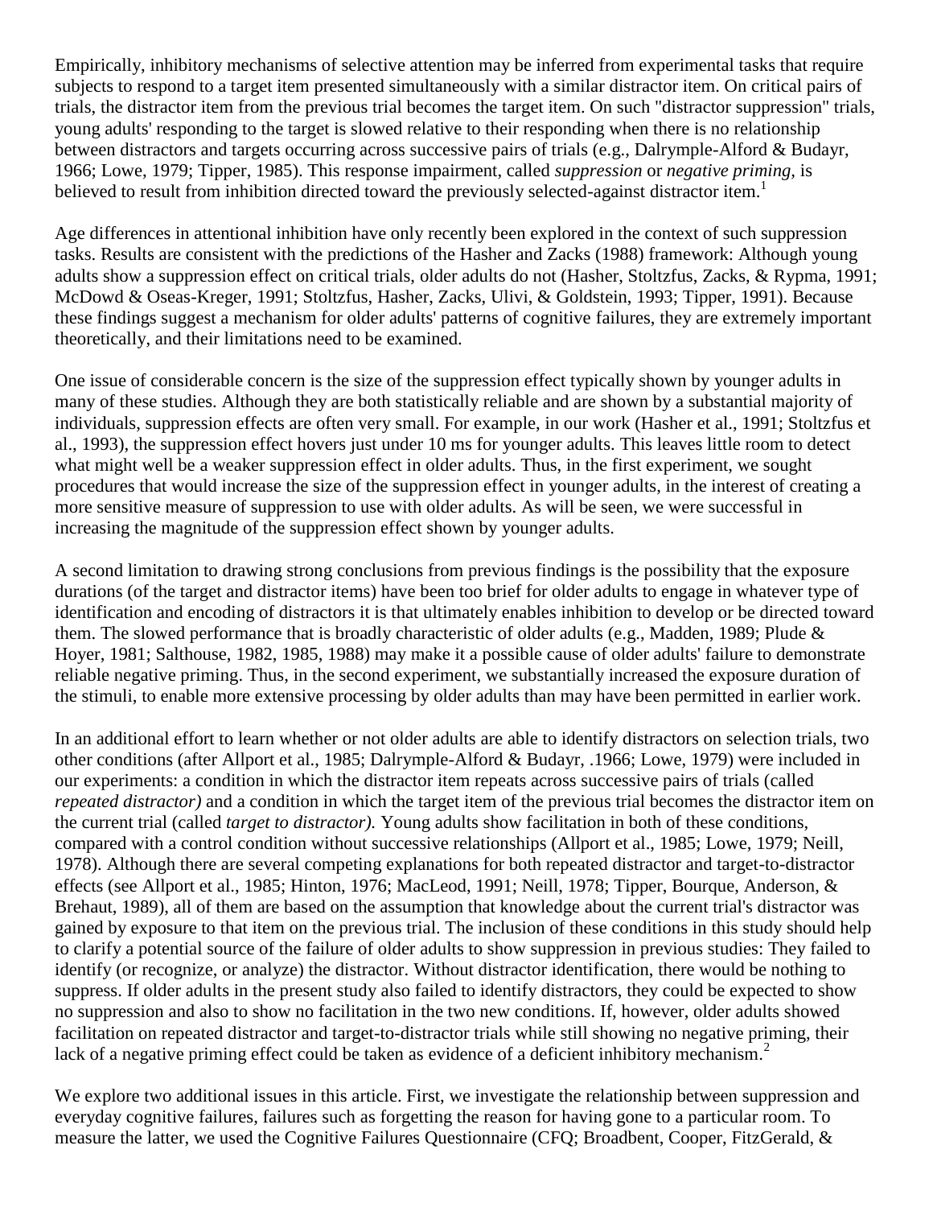Empirically, inhibitory mechanisms of selective attention may be inferred from experimental tasks that require subjects to respond to a target item presented simultaneously with a similar distractor item. On critical pairs of trials, the distractor item from the previous trial becomes the target item. On such "distractor suppression" trials, young adults' responding to the target is slowed relative to their responding when there is no relationship between distractors and targets occurring across successive pairs of trials (e.g., Dalrymple-Alford & Budayr, 1966; Lowe, 1979; Tipper, 1985). This response impairment, called *suppression* or *negative priming*, is believed to result from inhibition directed toward the previously selected-against distractor item.[1]

Age differences in attentional inhibition have only recently been explored in the context of such suppression tasks. Results are consistent with the predictions of the Hasher and Zacks (1988) framework: Although young adults show a suppression effect on critical trials, older adults do not (Hasher, Stoltzfus, Zacks, & Rypma, 1991; McDowd & Oseas-Kreger, 1991; Stoltzfus, Hasher, Zacks, Ulivi, & Goldstein, 1993; Tipper, 1991). Because these findings suggest a mechanism for older adults' patterns of cognitive failures, they are extremely important theoretically, and their limitations need to be examined.

One issue of considerable concern is the size of the suppression effect typically shown by younger adults in many of these studies. Although they are both statistically reliable and are shown by a substantial majority of individuals, suppression effects are often very small. For example, in our work (Hasher et al., 1991; Stoltzfus et al., 1993), the suppression effect hovers just under 10 ms for younger adults. This leaves little room to detect what might well be a weaker suppression effect in older adults. Thus, in the first experiment, we sought procedures that would increase the size of the suppression effect in younger adults, in the interest of creating a more sensitive measure of suppression to use with older adults. As will be seen, we were successful in increasing the magnitude of the suppression effect shown by younger adults.

A second limitation to drawing strong conclusions from previous findings is the possibility that the exposure durations (of the target and distractor items) have been too brief for older adults to engage in whatever type of identification and encoding of distractors it is that ultimately enables inhibition to develop or be directed toward them. The slowed performance that is broadly characteristic of older adults (e.g., Madden, 1989; Plude & Hoyer, 1981; Salthouse, 1982, 1985, 1988) may make it a possible cause of older adults' failure to demonstrate reliable negative priming. Thus, in the second experiment, we substantially increased the exposure duration of the stimuli, to enable more extensive processing by older adults than may have been permitted in earlier work.

In an additional effort to learn whether or not older adults are able to identify distractors on selection trials, two other conditions (after Allport et al., 1985; Dalrymple-Alford & Budayr, .1966; Lowe, 1979) were included in our experiments: a condition in which the distractor item repeats across successive pairs of trials (called *repeated distractor)* and a condition in which the target item of the previous trial becomes the distractor item on the current trial (called *target to distractor).* Young adults show facilitation in both of these conditions, compared with a control condition without successive relationships (Allport et al., 1985; Lowe, 1979; Neill, 1978). Although there are several competing explanations for both repeated distractor and target-to-distractor effects (see Allport et al., 1985; Hinton, 1976; MacLeod, 1991; Neill, 1978; Tipper, Bourque, Anderson, & Brehaut, 1989), all of them are based on the assumption that knowledge about the current trial's distractor was gained by exposure to that item on the previous trial. The inclusion of these conditions in this study should help to clarify a potential source of the failure of older adults to show suppression in previous studies: They failed to identify (or recognize, or analyze) the distractor. Without distractor identification, there would be nothing to suppress. If older adults in the present study also failed to identify distractors, they could be expected to show no suppression and also to show no facilitation in the two new conditions. If, however, older adults showed facilitation on repeated distractor and target-to-distractor trials while still showing no negative priming, their lack of a negative priming effect could be taken as evidence of a deficient inhibitory mechanism.[2]

We explore two additional issues in this article. First, we investigate the relationship between suppression and everyday cognitive failures, failures such as forgetting the reason for having gone to a particular room. To measure the latter, we used the Cognitive Failures Questionnaire (CFQ; Broadbent, Cooper, FitzGerald, &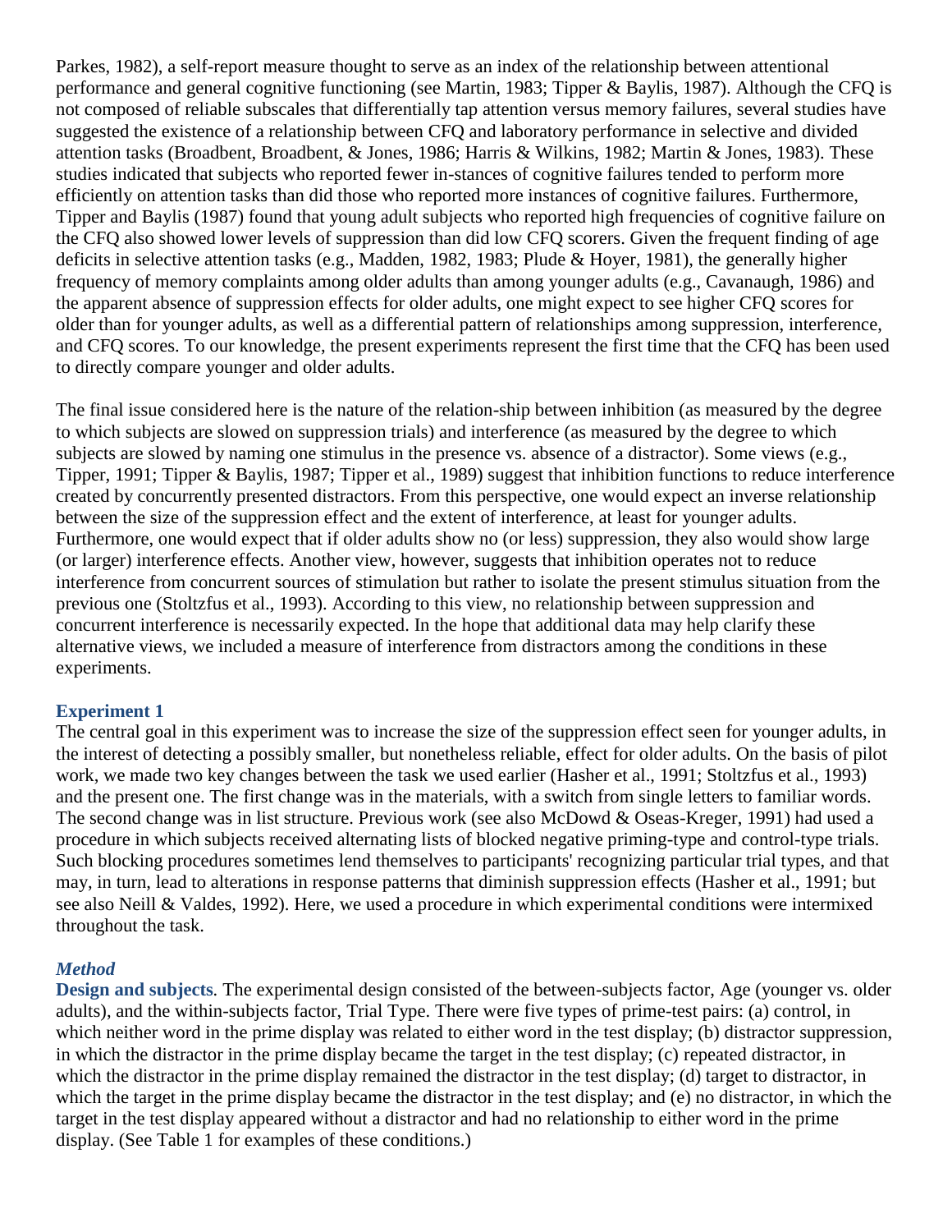Parkes, 1982), a self-report measure thought to serve as an index of the relationship between attentional performance and general cognitive functioning (see Martin, 1983; Tipper & Baylis, 1987). Although the CFQ is not composed of reliable subscales that differentially tap attention versus memory failures, several studies have suggested the existence of a relationship between CFQ and laboratory performance in selective and divided attention tasks (Broadbent, Broadbent, & Jones, 1986; Harris & Wilkins, 1982; Martin & Jones, 1983). These studies indicated that subjects who reported fewer in-stances of cognitive failures tended to perform more efficiently on attention tasks than did those who reported more instances of cognitive failures. Furthermore, Tipper and Baylis (1987) found that young adult subjects who reported high frequencies of cognitive failure on the CFQ also showed lower levels of suppression than did low CFQ scorers. Given the frequent finding of age deficits in selective attention tasks (e.g., Madden, 1982, 1983; Plude & Hoyer, 1981), the generally higher frequency of memory complaints among older adults than among younger adults (e.g., Cavanaugh, 1986) and the apparent absence of suppression effects for older adults, one might expect to see higher CFQ scores for older than for younger adults, as well as a differential pattern of relationships among suppression, interference, and CFQ scores. To our knowledge, the present experiments represent the first time that the CFQ has been used to directly compare younger and older adults.

The final issue considered here is the nature of the relation-ship between inhibition (as measured by the degree to which subjects are slowed on suppression trials) and interference (as measured by the degree to which subjects are slowed by naming one stimulus in the presence vs. absence of a distractor). Some views (e.g., Tipper, 1991; Tipper & Baylis, 1987; Tipper et al., 1989) suggest that inhibition functions to reduce interference created by concurrently presented distractors. From this perspective, one would expect an inverse relationship between the size of the suppression effect and the extent of interference, at least for younger adults. Furthermore, one would expect that if older adults show no (or less) suppression, they also would show large (or larger) interference effects. Another view, however, suggests that inhibition operates not to reduce interference from concurrent sources of stimulation but rather to isolate the present stimulus situation from the previous one (Stoltzfus et al., 1993). According to this view, no relationship between suppression and concurrent interference is necessarily expected. In the hope that additional data may help clarify these alternative views, we included a measure of interference from distractors among the conditions in these experiments.

## Experiment 1

The central goal in this experiment was to increase the size of the suppression effect seen for younger adults, in the interest of detecting a possibly smaller, but nonetheless reliable, effect for older adults. On the basis of pilot work, we made two key changes between the task we used earlier (Hasher et al., 1991; Stoltzfus et al., 1993) and the present one. The first change was in the materials, with a switch from single letters to familiar words. The second change was in list structure. Previous work (see also McDowd & Oseas-Kreger, 1991) had used a procedure in which subjects received alternating lists of blocked negative priming-type and control-type trials. Such blocking procedures sometimes lend themselves to participants' recognizing particular trial types, and that may, in turn, lead to alterations in response patterns that diminish suppression effects (Hasher et al., 1991; but see also Neill & Valdes, 1992). Here, we used a procedure in which experimental conditions were intermixed throughout the task.

### *Method*

**Design and subjects**. The experimental design consisted of the between-subjects factor, Age (younger vs. older adults), and the within-subjects factor, Trial Type. There were five types of prime-test pairs: (a) control, in which neither word in the prime display was related to either word in the test display; (b) distractor suppression, in which the distractor in the prime display became the target in the test display; (c) repeated distractor, in which the distractor in the prime display remained the distractor in the test display; (d) target to distractor, in which the target in the prime display became the distractor in the test display; and (e) no distractor, in which the target in the test display appeared without a distractor and had no relationship to either word in the prime display. (See Table 1 for examples of these conditions.)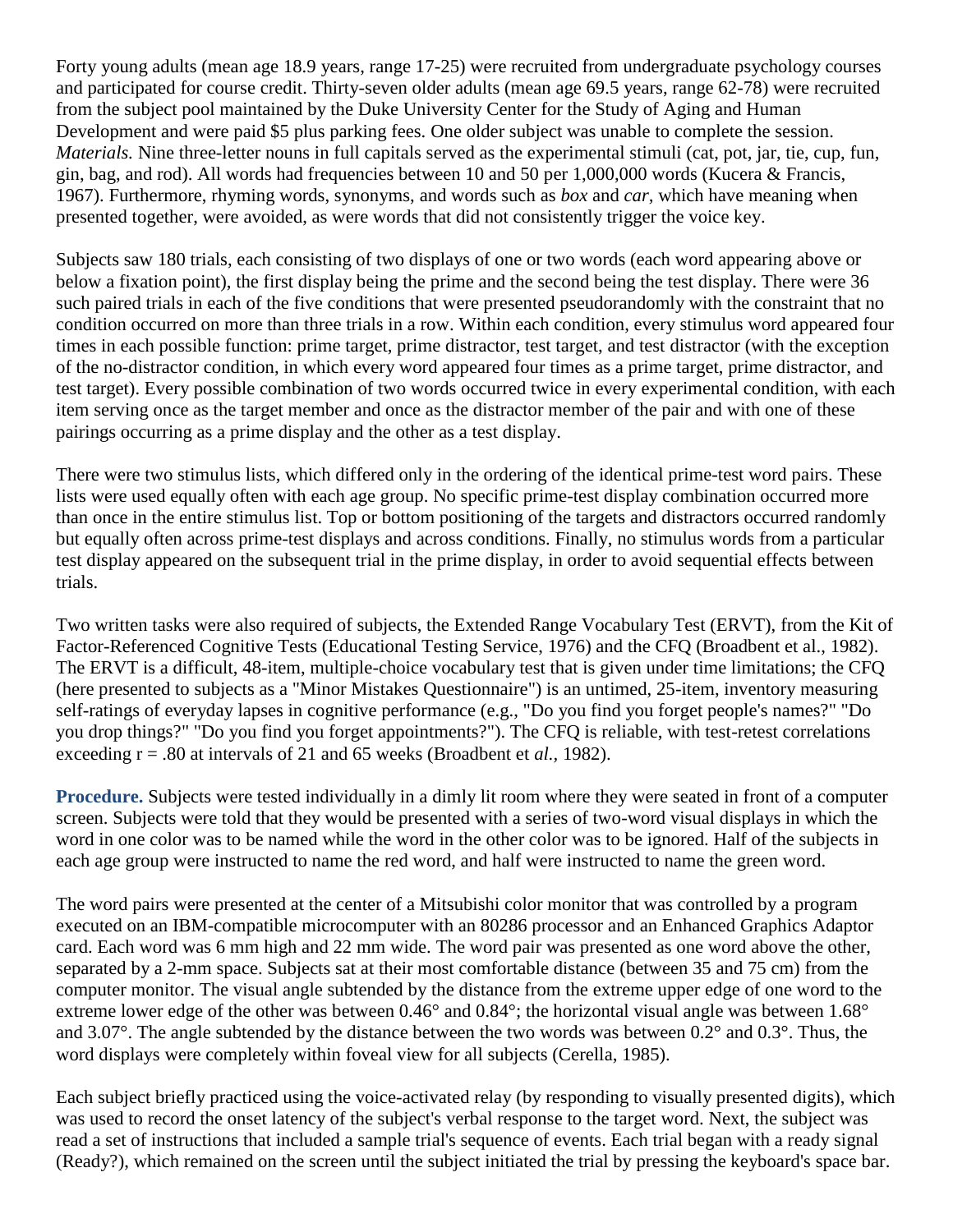Forty young adults (mean age 18.9 years, range 17-25) were recruited from undergraduate psychology courses and participated for course credit. Thirty-seven older adults (mean age 69.5 years, range 62-78) were recruited from the subject pool maintained by the Duke University Center for the Study of Aging and Human Development and were paid $5 plus parking fees. One older subject was unable to complete the session. *Materials.* Nine three-letter nouns in full capitals served as the experimental stimuli (cat, pot, jar, tie, cup, fun, gin, bag, and rod). All words had frequencies between 10 and 50 per 1,000,000 words (Kucera & Francis, 1967). Furthermore, rhyming words, synonyms, and words such as *box* and *car*, which have meaning when presented together, were avoided, as were words that did not consistently trigger the voice key.

Subjects saw 180 trials, each consisting of two displays of one or two words (each word appearing above or below a fixation point), the first display being the prime and the second being the test display. There were 36 such paired trials in each of the five conditions that were presented pseudorandomly with the constraint that no condition occurred on more than three trials in a row. Within each condition, every stimulus word appeared four times in each possible function: prime target, prime distractor, test target, and test distractor (with the exception of the no-distractor condition, in which every word appeared four times as a prime target, prime distractor, and test target). Every possible combination of two words occurred twice in every experimental condition, with each item serving once as the target member and once as the distractor member of the pair and with one of these pairings occurring as a prime display and the other as a test display.

There were two stimulus lists, which differed only in the ordering of the identical prime-test word pairs. These lists were used equally often with each age group. No specific prime-test display combination occurred more than once in the entire stimulus list. Top or bottom positioning of the targets and distractors occurred randomly but equally often across prime-test displays and across conditions. Finally, no stimulus words from a particular test display appeared on the subsequent trial in the prime display, in order to avoid sequential effects between trials.

Two written tasks were also required of subjects, the Extended Range Vocabulary Test (ERVT), from the Kit of Factor-Referenced Cognitive Tests (Educational Testing Service, 1976) and the CFQ (Broadbent et al., 1982). The ERVT is a difficult, 48-item, multiple-choice vocabulary test that is given under time limitations; the CFQ (here presented to subjects as a "Minor Mistakes Questionnaire") is an untimed, 25-item, inventory measuring self-ratings of everyday lapses in cognitive performance (e.g., "Do you find you forget people's names?" "Do you drop things?" "Do you find you forget appointments?"). The CFQ is reliable, with test-retest correlations exceeding r = .80 at intervals of 21 and 65 weeks (Broadbent et *al.,* 1982).

**Procedure.** Subjects were tested individually in a dimly lit room where they were seated in front of a computer screen. Subjects were told that they would be presented with a series of two-word visual displays in which the word in one color was to be named while the word in the other color was to be ignored. Half of the subjects in each age group were instructed to name the red word, and half were instructed to name the green word.

The word pairs were presented at the center of a Mitsubishi color monitor that was controlled by a program executed on an IBM-compatible microcomputer with an 80286 processor and an Enhanced Graphics Adaptor card. Each word was 6 mm high and 22 mm wide. The word pair was presented as one word above the other, separated by a 2-mm space. Subjects sat at their most comfortable distance (between 35 and 75 cm) from the computer monitor. The visual angle subtended by the distance from the extreme upper edge of one word to the extreme lower edge of the other was between 0.46° and 0.84°; the horizontal visual angle was between 1.68° and 3.07°. The angle subtended by the distance between the two words was between 0.2° and 0.3°. Thus, the word displays were completely within foveal view for all subjects (Cerella, 1985).

Each subject briefly practiced using the voice-activated relay (by responding to visually presented digits), which was used to record the onset latency of the subject's verbal response to the target word. Next, the subject was read a set of instructions that included a sample trial's sequence of events. Each trial began with a ready signal (Ready?), which remained on the screen until the subject initiated the trial by pressing the keyboard's space bar.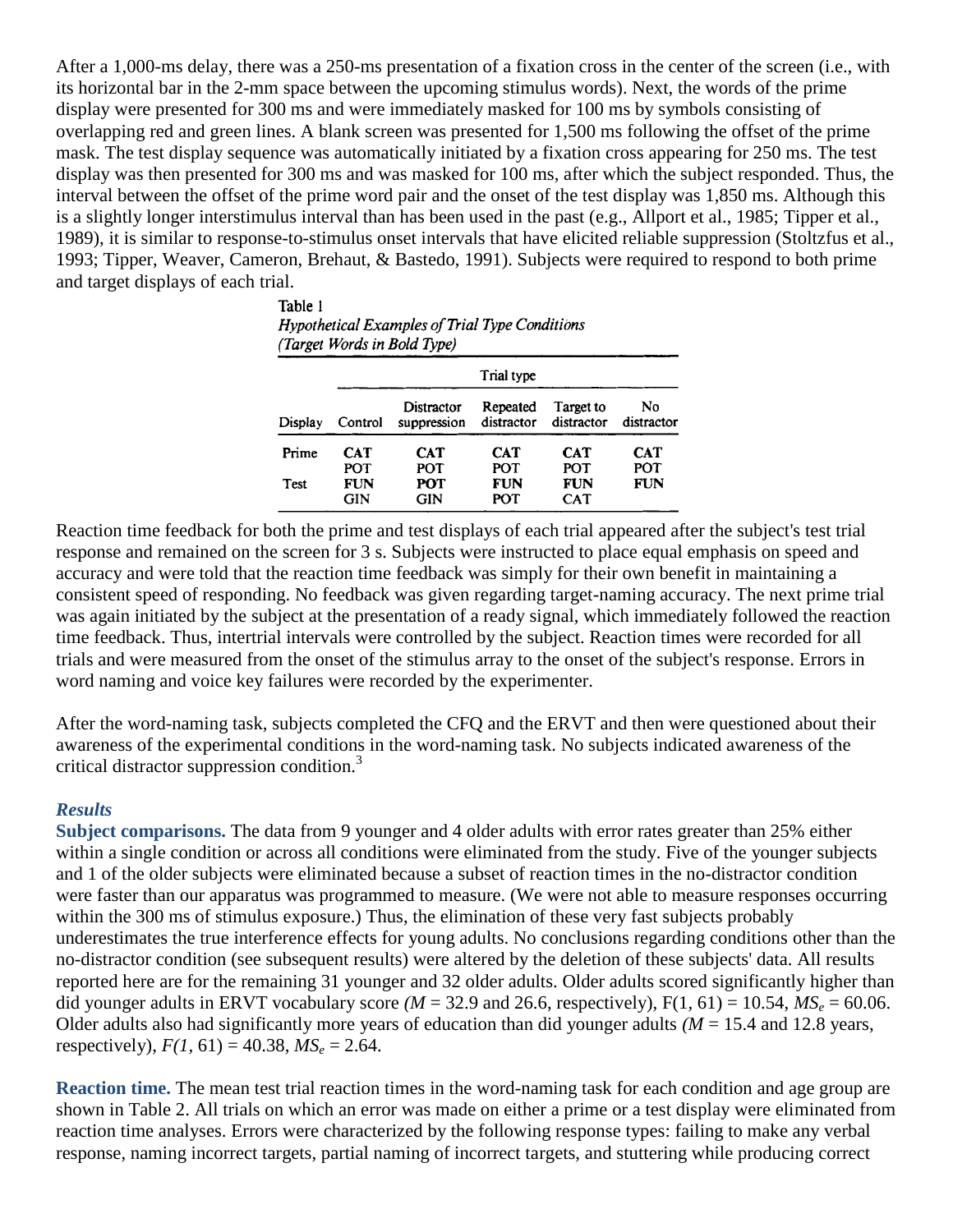After a 1,000-ms delay, there was a 250-ms presentation of a fixation cross in the center of the screen (i.e., with its horizontal bar in the 2-mm space between the upcoming stimulus words). Next, the words of the prime display were presented for 300 ms and were immediately masked for 100 ms by symbols consisting of overlapping red and green lines. A blank screen was presented for 1,500 ms following the offset of the prime mask. The test display sequence was automatically initiated by a fixation cross appearing for 250 ms. The test display was then presented for 300 ms and was masked for 100 ms, after which the subject responded. Thus, the interval between the offset of the prime word pair and the onset of the test display was 1,850 ms. Although this is a slightly longer interstimulus interval than has been used in the past (e.g., Allport et al., 1985; Tipper et al., 1989), it is similar to response-to-stimulus onset intervals that have elicited reliable suppression (Stoltzfus et al., 1993; Tipper, Weaver, Cameron, Brehaut, & Bastedo, 1991). Subjects were required to respond to both prime and target displays of each trial.

Table 1
*Hypothetical Examples of Trial Type Conditions (Target Words in Bold Type)*

| | Trial type | | | | |
|---|---|---|---|---|---|
| Display | Control | Distractor suppression | Repeated distractor | Target to distractor | No distractor |
| Prime | **CAT** | **CAT** | **CAT** | **CAT** | **CAT** |
| | POT | POT | POT | POT | POT |
| Test | **FUN** | **POT** | **FUN** | **FUN** | **FUN** |
| | GIN | GIN | POT | CAT | |

Reaction time feedback for both the prime and test displays of each trial appeared after the subject's test trial response and remained on the screen for 3 s. Subjects were instructed to place equal emphasis on speed and accuracy and were told that the reaction time feedback was simply for their own benefit in maintaining a consistent speed of responding. No feedback was given regarding target-naming accuracy. The next prime trial was again initiated by the subject at the presentation of a ready signal, which immediately followed the reaction time feedback. Thus, intertrial intervals were controlled by the subject. Reaction times were recorded for all trials and were measured from the onset of the stimulus array to the onset of the subject's response. Errors in word naming and voice key failures were recorded by the experimenter.

After the word-naming task, subjects completed the CFQ and the ERVT and then were questioned about their awareness of the experimental conditions in the word-naming task. No subjects indicated awareness of the critical distractor suppression condition.[3]

### *Results*

**Subject comparisons.** The data from 9 younger and 4 older adults with error rates greater than 25% either within a single condition or across all conditions were eliminated from the study. Five of the younger subjects and 1 of the older subjects were eliminated because a subset of reaction times in the no-distractor condition were faster than our apparatus was programmed to measure. (We were not able to measure responses occurring within the 300 ms of stimulus exposure.) Thus, the elimination of these very fast subjects probably underestimates the true interference effects for young adults. No conclusions regarding conditions other than the no-distractor condition (see subsequent results) were altered by the deletion of these subjects' data. All results reported here are for the remaining 31 younger and 32 older adults. Older adults scored significantly higher than did younger adults in ERVT vocabulary score ($M$ = 32.9 and 26.6, respectively), $F(1, 61) = 10.54$, $MS_e = 60.06$. Older adults also had significantly more years of education than did younger adults ($M$ = 15.4 and 12.8 years, respectively), $F(1, 61) = 40.38$, $MS_e = 2.64$.

**Reaction time.** The mean test trial reaction times in the word-naming task for each condition and age group are shown in Table 2. All trials on which an error was made on either a prime or a test display were eliminated from reaction time analyses. Errors were characterized by the following response types: failing to make any verbal response, naming incorrect targets, partial naming of incorrect targets, and stuttering while producing correct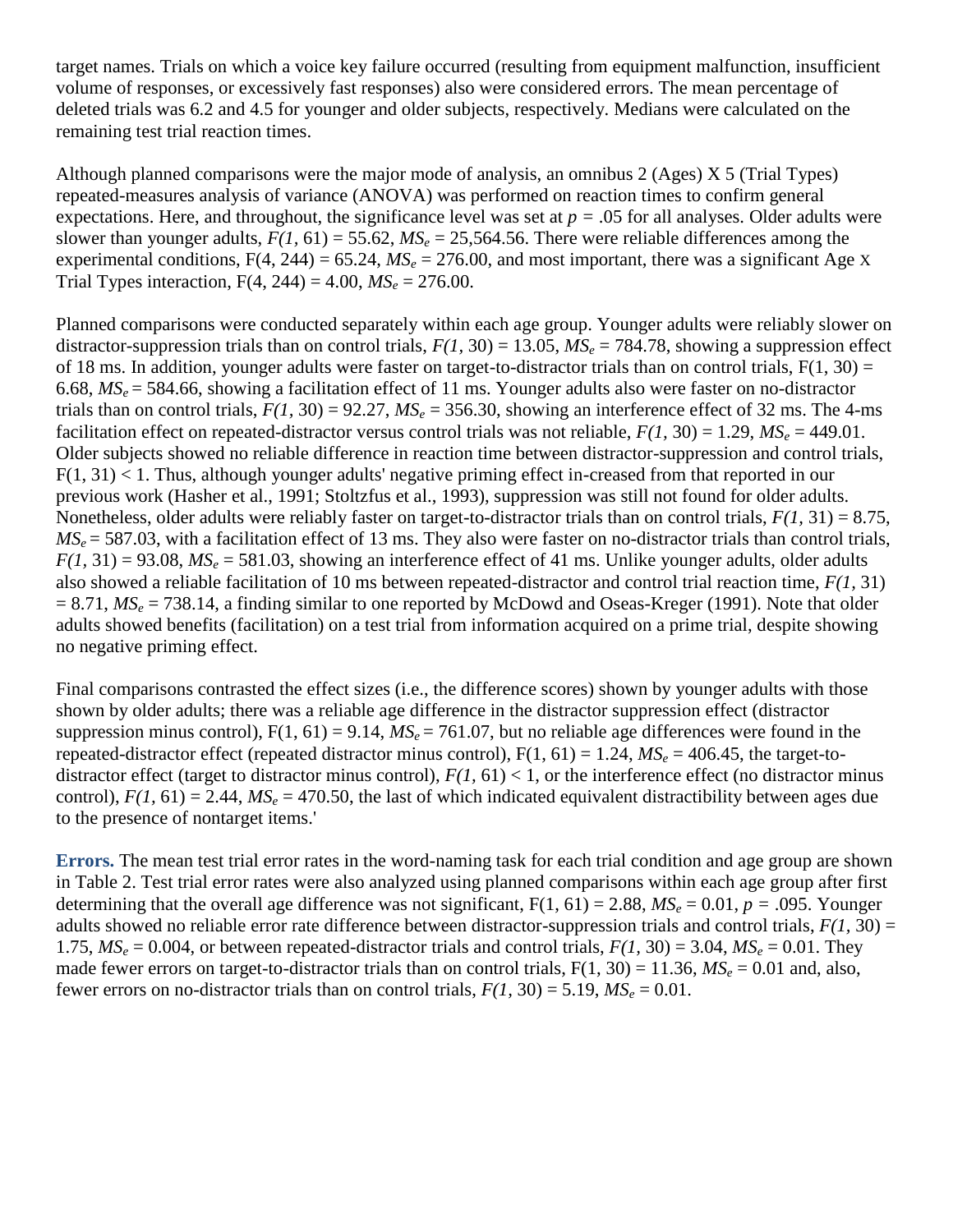target names. Trials on which a voice key failure occurred (resulting from equipment malfunction, insufficient volume of responses, or excessively fast responses) also were considered errors. The mean percentage of deleted trials was 6.2 and 4.5 for younger and older subjects, respectively. Medians were calculated on the remaining test trial reaction times.

Although planned comparisons were the major mode of analysis, an omnibus 2 (Ages) X 5 (Trial Types) repeated-measures analysis of variance (ANOVA) was performed on reaction times to confirm general expectations. Here, and throughout, the significance level was set at $p = .05$ for all analyses. Older adults were slower than younger adults, $F(1, 61) = 55.62$, $MS_e = 25{,}564.56$. There were reliable differences among the experimental conditions, $F(4, 244) = 65.24$, $MS_e = 276.00$, and most important, there was a significant Age X Trial Types interaction, $F(4, 244) = 4.00$, $MS_e = 276.00$.

Planned comparisons were conducted separately within each age group. Younger adults were reliably slower on distractor-suppression trials than on control trials, $F(1, 30) = 13.05$, $MS_e = 784.78$, showing a suppression effect of 18 ms. In addition, younger adults were faster on target-to-distractor trials than on control trials, $F(1, 30) = 6.68$, $MS_e = 584.66$, showing a facilitation effect of 11 ms. Younger adults also were faster on no-distractor trials than on control trials, $F(1, 30) = 92.27$, $MS_e = 356.30$, showing an interference effect of 32 ms. The 4-ms facilitation effect on repeated-distractor versus control trials was not reliable, $F(1, 30) = 1.29$, $MS_e = 449.01$. Older subjects showed no reliable difference in reaction time between distractor-suppression and control trials, $F(1, 31) < 1$. Thus, although younger adults' negative priming effect in-creased from that reported in our previous work (Hasher et al., 1991; Stoltzfus et al., 1993), suppression was still not found for older adults. Nonetheless, older adults were reliably faster on target-to-distractor trials than on control trials, $F(1, 31) = 8.75$, $MS_e = 587.03$, with a facilitation effect of 13 ms. They also were faster on no-distractor trials than control trials, $F(1, 31) = 93.08$, $MS_e = 581.03$, showing an interference effect of 41 ms. Unlike younger adults, older adults also showed a reliable facilitation of 10 ms between repeated-distractor and control trial reaction time, $F(1, 31) = 8.71$, $MS_e = 738.14$, a finding similar to one reported by McDowd and Oseas-Kreger (1991). Note that older adults showed benefits (facilitation) on a test trial from information acquired on a prime trial, despite showing no negative priming effect.

Final comparisons contrasted the effect sizes (i.e., the difference scores) shown by younger adults with those shown by older adults; there was a reliable age difference in the distractor suppression effect (distractor suppression minus control), $F(1, 61) = 9.14$, $MS_e = 761.07$, but no reliable age differences were found in the repeated-distractor effect (repeated distractor minus control), $F(1, 61) = 1.24$, $MS_e = 406.45$, the target-to-distractor effect (target to distractor minus control), $F(1, 61) < 1$, or the interference effect (no distractor minus control), $F(1, 61) = 2.44$, $MS_e = 470.50$, the last of which indicated equivalent distractibility between ages due to the presence of nontarget items.'

**Errors.** The mean test trial error rates in the word-naming task for each trial condition and age group are shown in Table 2. Test trial error rates were also analyzed using planned comparisons within each age group after first determining that the overall age difference was not significant, $F(1, 61) = 2.88$, $MS_e = 0.01$, $p = .095$. Younger adults showed no reliable error rate difference between distractor-suppression trials and control trials, $F(1, 30) = 1.75$, $MS_e = 0.004$, or between repeated-distractor trials and control trials, $F(1, 30) = 3.04$, $MS_e = 0.01$. They made fewer errors on target-to-distractor trials than on control trials, $F(1, 30) = 11.36$, $MS_e = 0.01$ and, also, fewer errors on no-distractor trials than on control trials, $F(1, 30) = 5.19$, $MS_e = 0.01$.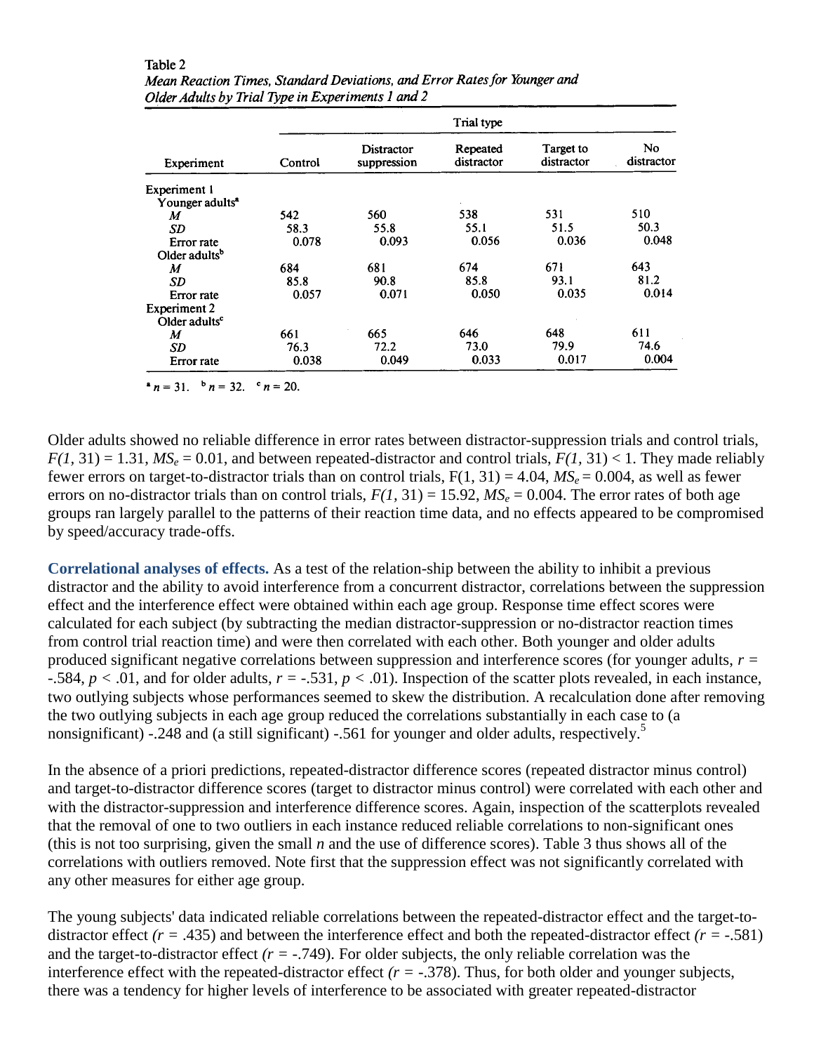Table 2
*Mean Reaction Times, Standard Deviations, and Error Rates for Younger and Older Adults by Trial Type in Experiments 1 and 2*

| Experiment | Trial type | | | | |
|---|---|---|---|---|---|
| | Control | Distractor suppression | Repeated distractor | Target to distractor | No distractor |
| Experiment 1 | | | | | |
| Younger adults[a] | | | | | |
| *M* | 542 | 560 | 538 | 531 | 510 |
| *SD* | 58.3 | 55.8 | 55.1 | 51.5 | 50.3 |
| Error rate | 0.078 | 0.093 | 0.056 | 0.036 | 0.048 |
| Older adults[b] | | | | | |
| *M* | 684 | 681 | 674 | 671 | 643 |
| *SD* | 85.8 | 90.8 | 85.8 | 93.1 | 81.2 |
| Error rate | 0.057 | 0.071 | 0.050 | 0.035 | 0.014 |
| Experiment 2 | | | | | |
| Older adults[c] | | | | | |
| *M* | 661 | 665 | 646 | 648 | 611 |
| *SD* | 76.3 | 72.2 | 73.0 | 79.9 | 74.6 |
| Error rate | 0.038 | 0.049 | 0.033 | 0.017 | 0.004 |

[a] $n = 31$. [b] $n = 32$. [c] $n = 20$.

Older adults showed no reliable difference in error rates between distractor-suppression trials and control trials, $F(1, 31) = 1.31$, $MS_e = 0.01$, and between repeated-distractor and control trials, $F(1, 31) < 1$. They made reliably fewer errors on target-to-distractor trials than on control trials, $F(1, 31) = 4.04$, $MS_e = 0.004$, as well as fewer errors on no-distractor trials than on control trials, $F(1, 31) = 15.92$, $MS_e = 0.004$. The error rates of both age groups ran largely parallel to the patterns of their reaction time data, and no effects appeared to be compromised by speed/accuracy trade-offs.

**Correlational analyses of effects.** As a test of the relation-ship between the ability to inhibit a previous distractor and the ability to avoid interference from a concurrent distractor, correlations between the suppression effect and the interference effect were obtained within each age group. Response time effect scores were calculated for each subject (by subtracting the median distractor-suppression or no-distractor reaction times from control trial reaction time) and were then correlated with each other. Both younger and older adults produced significant negative correlations between suppression and interference scores (for younger adults, $r = -.584$, $p < .01$, and for older adults, $r = -.531$, $p < .01$). Inspection of the scatter plots revealed, in each instance, two outlying subjects whose performances seemed to skew the distribution. A recalculation done after removing the two outlying subjects in each age group reduced the correlations substantially in each case to (a nonsignificant) -.248 and (a still significant) -.561 for younger and older adults, respectively.[5]

In the absence of a priori predictions, repeated-distractor difference scores (repeated distractor minus control) and target-to-distractor difference scores (target to distractor minus control) were correlated with each other and with the distractor-suppression and interference difference scores. Again, inspection of the scatterplots revealed that the removal of one to two outliers in each instance reduced reliable correlations to non-significant ones (this is not too surprising, given the small *n* and the use of difference scores). Table 3 thus shows all of the correlations with outliers removed. Note first that the suppression effect was not significantly correlated with any other measures for either age group.

The young subjects' data indicated reliable correlations between the repeated-distractor effect and the target-to-distractor effect ($r = .435$) and between the interference effect and both the repeated-distractor effect ($r = -.581$) and the target-to-distractor effect ($r = -.749$). For older subjects, the only reliable correlation was the interference effect with the repeated-distractor effect ($r = -.378$). Thus, for both older and younger subjects, there was a tendency for higher levels of interference to be associated with greater repeated-distractor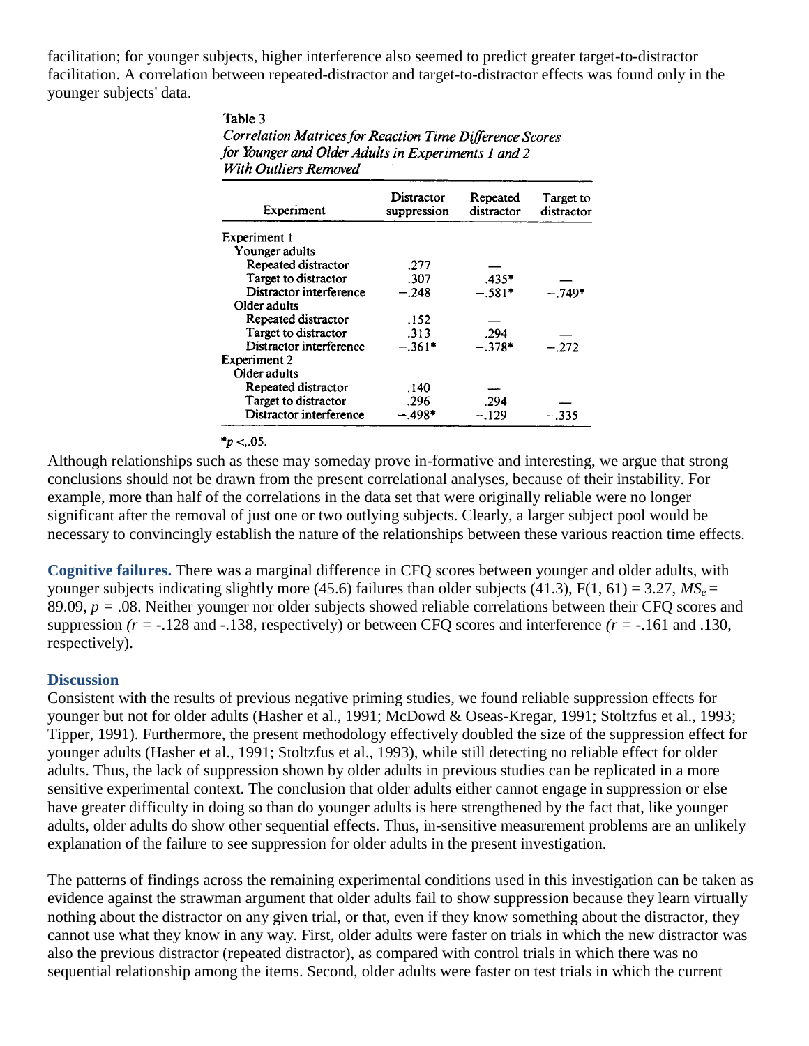facilitation; for younger subjects, higher interference also seemed to predict greater target-to-distractor facilitation. A correlation between repeated-distractor and target-to-distractor effects was found only in the younger subjects' data.

Table 3
*Correlation Matrices for Reaction Time Difference Scores for Younger and Older Adults in Experiments 1 and 2 With Outliers Removed*

| Experiment | Distractor suppression | Repeated distractor | Target to distractor |
|---|---|---|---|
| Experiment 1 | | | |
| Younger adults | | | |
| Repeated distractor | .277 | — | |
| Target to distractor | .307 | .435* | — |
| Distractor interference | −.248 | −.581* | −.749* |
| Older adults | | | |
| Repeated distractor | .152 | — | |
| Target to distractor | .313 | .294 | — |
| Distractor interference | −.361* | −.378* | −.272 |
| Experiment 2 | | | |
| Older adults | | | |
| Repeated distractor | .140 | — | |
| Target to distractor | .296 | .294 | — |
| Distractor interference | −.498* | −.129 | −.335 |

*$p < .05$.

Although relationships such as these may someday prove in-formative and interesting, we argue that strong conclusions should not be drawn from the present correlational analyses, because of their instability. For example, more than half of the correlations in the data set that were originally reliable were no longer significant after the removal of just one or two outlying subjects. Clearly, a larger subject pool would be necessary to convincingly establish the nature of the relationships between these various reaction time effects.

**Cognitive failures.** There was a marginal difference in CFQ scores between younger and older adults, with younger subjects indicating slightly more (45.6) failures than older subjects (41.3), $F(1, 61) = 3.27$, $MS_e = 89.09$, $p = .08$. Neither younger nor older subjects showed reliable correlations between their CFQ scores and suppression ($r$ = -.128 and -.138, respectively) or between CFQ scores and interference ($r$ = -.161 and .130, respectively).

## Discussion

Consistent with the results of previous negative priming studies, we found reliable suppression effects for younger but not for older adults (Hasher et al., 1991; McDowd & Oseas-Kregar, 1991; Stoltzfus et al., 1993; Tipper, 1991). Furthermore, the present methodology effectively doubled the size of the suppression effect for younger adults (Hasher et al., 1991; Stoltzfus et al., 1993), while still detecting no reliable effect for older adults. Thus, the lack of suppression shown by older adults in previous studies can be replicated in a more sensitive experimental context. The conclusion that older adults either cannot engage in suppression or else have greater difficulty in doing so than do younger adults is here strengthened by the fact that, like younger adults, older adults do show other sequential effects. Thus, in-sensitive measurement problems are an unlikely explanation of the failure to see suppression for older adults in the present investigation.

The patterns of findings across the remaining experimental conditions used in this investigation can be taken as evidence against the strawman argument that older adults fail to show suppression because they learn virtually nothing about the distractor on any given trial, or that, even if they know something about the distractor, they cannot use what they know in any way. First, older adults were faster on trials in which the new distractor was also the previous distractor (repeated distractor), as compared with control trials in which there was no sequential relationship among the items. Second, older adults were faster on test trials in which the current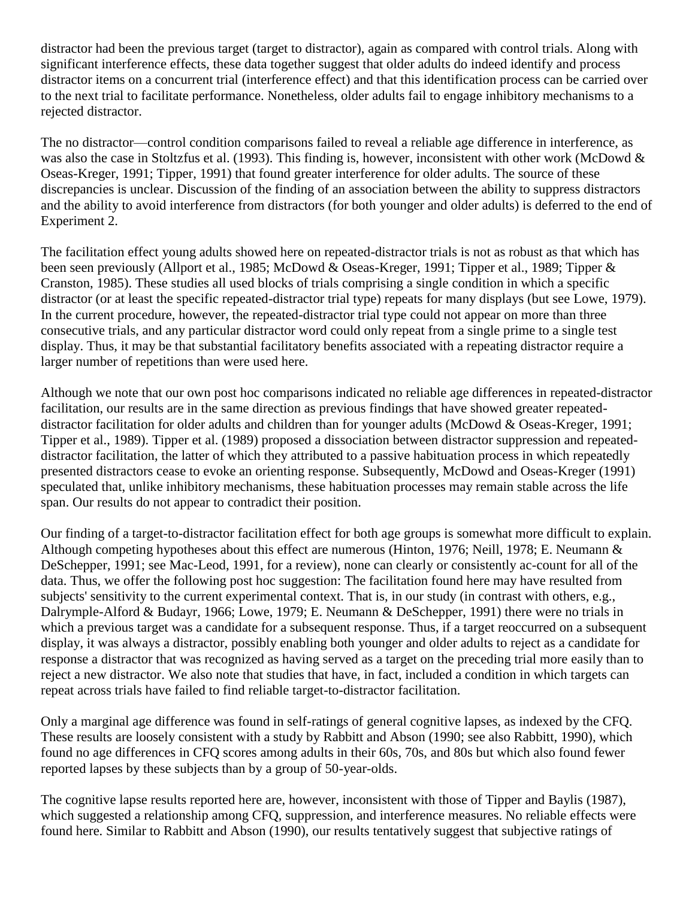distractor had been the previous target (target to distractor), again as compared with control trials. Along with significant interference effects, these data together suggest that older adults do indeed identify and process distractor items on a concurrent trial (interference effect) and that this identification process can be carried over to the next trial to facilitate performance. Nonetheless, older adults fail to engage inhibitory mechanisms to a rejected distractor.

The no distractor—control condition comparisons failed to reveal a reliable age difference in interference, as was also the case in Stoltzfus et al. (1993). This finding is, however, inconsistent with other work (McDowd & Oseas-Kreger, 1991; Tipper, 1991) that found greater interference for older adults. The source of these discrepancies is unclear. Discussion of the finding of an association between the ability to suppress distractors and the ability to avoid interference from distractors (for both younger and older adults) is deferred to the end of Experiment 2.

The facilitation effect young adults showed here on repeated-distractor trials is not as robust as that which has been seen previously (Allport et al., 1985; McDowd & Oseas-Kreger, 1991; Tipper et al., 1989; Tipper & Cranston, 1985). These studies all used blocks of trials comprising a single condition in which a specific distractor (or at least the specific repeated-distractor trial type) repeats for many displays (but see Lowe, 1979). In the current procedure, however, the repeated-distractor trial type could not appear on more than three consecutive trials, and any particular distractor word could only repeat from a single prime to a single test display. Thus, it may be that substantial facilitatory benefits associated with a repeating distractor require a larger number of repetitions than were used here.

Although we note that our own post hoc comparisons indicated no reliable age differences in repeated-distractor facilitation, our results are in the same direction as previous findings that have showed greater repeated-distractor facilitation for older adults and children than for younger adults (McDowd & Oseas-Kreger, 1991; Tipper et al., 1989). Tipper et al. (1989) proposed a dissociation between distractor suppression and repeated-distractor facilitation, the latter of which they attributed to a passive habituation process in which repeatedly presented distractors cease to evoke an orienting response. Subsequently, McDowd and Oseas-Kreger (1991) speculated that, unlike inhibitory mechanisms, these habituation processes may remain stable across the life span. Our results do not appear to contradict their position.

Our finding of a target-to-distractor facilitation effect for both age groups is somewhat more difficult to explain. Although competing hypotheses about this effect are numerous (Hinton, 1976; Neill, 1978; E. Neumann & DeSchepper, 1991; see Mac-Leod, 1991, for a review), none can clearly or consistently ac-count for all of the data. Thus, we offer the following post hoc suggestion: The facilitation found here may have resulted from subjects' sensitivity to the current experimental context. That is, in our study (in contrast with others, e.g., Dalrymple-Alford & Budayr, 1966; Lowe, 1979; E. Neumann & DeSchepper, 1991) there were no trials in which a previous target was a candidate for a subsequent response. Thus, if a target reoccurred on a subsequent display, it was always a distractor, possibly enabling both younger and older adults to reject as a candidate for response a distractor that was recognized as having served as a target on the preceding trial more easily than to reject a new distractor. We also note that studies that have, in fact, included a condition in which targets can repeat across trials have failed to find reliable target-to-distractor facilitation.

Only a marginal age difference was found in self-ratings of general cognitive lapses, as indexed by the CFQ. These results are loosely consistent with a study by Rabbitt and Abson (1990; see also Rabbitt, 1990), which found no age differences in CFQ scores among adults in their 60s, 70s, and 80s but which also found fewer reported lapses by these subjects than by a group of 50-year-olds.

The cognitive lapse results reported here are, however, inconsistent with those of Tipper and Baylis (1987), which suggested a relationship among CFQ, suppression, and interference measures. No reliable effects were found here. Similar to Rabbitt and Abson (1990), our results tentatively suggest that subjective ratings of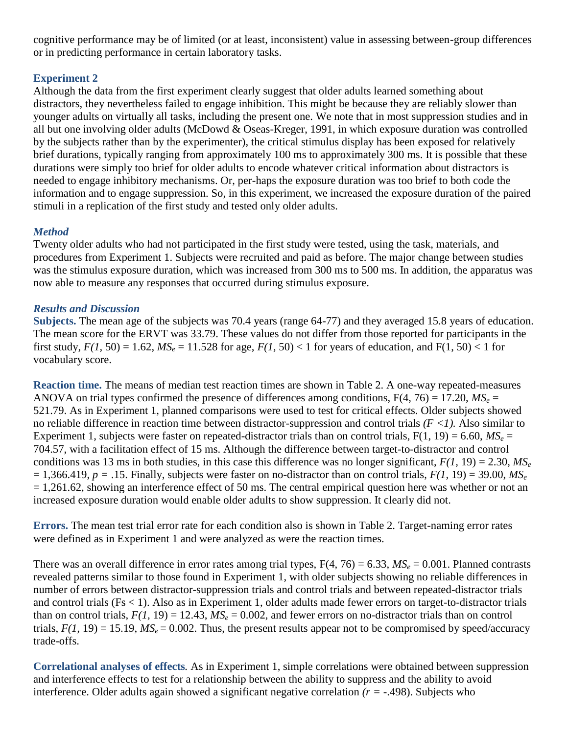cognitive performance may be of limited (or at least, inconsistent) value in assessing between-group differences or in predicting performance in certain laboratory tasks.

## Experiment 2

Although the data from the first experiment clearly suggest that older adults learned something about distractors, they nevertheless failed to engage inhibition. This might be because they are reliably slower than younger adults on virtually all tasks, including the present one. We note that in most suppression studies and in all but one involving older adults (McDowd & Oseas-Kreger, 1991, in which exposure duration was controlled by the subjects rather than by the experimenter), the critical stimulus display has been exposed for relatively brief durations, typically ranging from approximately 100 ms to approximately 300 ms. It is possible that these durations were simply too brief for older adults to encode whatever critical information about distractors is needed to engage inhibitory mechanisms. Or, per-haps the exposure duration was too brief to both code the information and to engage suppression. So, in this experiment, we increased the exposure duration of the paired stimuli in a replication of the first study and tested only older adults.

### *Method*

Twenty older adults who had not participated in the first study were tested, using the task, materials, and procedures from Experiment 1. Subjects were recruited and paid as before. The major change between studies was the stimulus exposure duration, which was increased from 300 ms to 500 ms. In addition, the apparatus was now able to measure any responses that occurred during stimulus exposure.

### *Results and Discussion*

**Subjects.** The mean age of the subjects was 70.4 years (range 64-77) and they averaged 15.8 years of education. The mean score for the ERVT was 33.79. These values do not differ from those reported for participants in the first study, $F(1, 50) = 1.62$, $MS_e = 11.528$ for age, $F(1, 50) < 1$ for years of education, and $F(1, 50) < 1$ for vocabulary score.

**Reaction time.** The means of median test reaction times are shown in Table 2. A one-way repeated-measures ANOVA on trial types confirmed the presence of differences among conditions, $F(4, 76) = 17.20$, $MS_e = 521.79$. As in Experiment 1, planned comparisons were used to test for critical effects. Older subjects showed no reliable difference in reaction time between distractor-suppression and control trials *($F < 1$).* Also similar to Experiment 1, subjects were faster on repeated-distractor trials than on control trials, $F(1, 19) = 6.60$, $MS_e = 704.57$, with a facilitation effect of 15 ms. Although the difference between target-to-distractor and control conditions was 13 ms in both studies, in this case this difference was no longer significant, $F(1, 19) = 2.30$, $MS_e = 1{,}366.419$, $p = .15$. Finally, subjects were faster on no-distractor than on control trials, $F(1, 19) = 39.00$, $MS_e = 1{,}261.62$, showing an interference effect of 50 ms. The central empirical question here was whether or not an increased exposure duration would enable older adults to show suppression. It clearly did not.

**Errors.** The mean test trial error rate for each condition also is shown in Table 2. Target-naming error rates were defined as in Experiment 1 and were analyzed as were the reaction times.

There was an overall difference in error rates among trial types, $F(4, 76) = 6.33$, $MS_e = 0.001$. Planned contrasts revealed patterns similar to those found in Experiment 1, with older subjects showing no reliable differences in number of errors between distractor-suppression trials and control trials and between repeated-distractor trials and control trials ($Fs < 1$). Also as in Experiment 1, older adults made fewer errors on target-to-distractor trials than on control trials, $F(1, 19) = 12.43$, $MS_e = 0.002$, and fewer errors on no-distractor trials than on control trials, $F(1, 19) = 15.19$, $MS_e = 0.002$. Thus, the present results appear not to be compromised by speed/accuracy trade-offs.

**Correlational analyses of effects***.* As in Experiment 1, simple correlations were obtained between suppression and interference effects to test for a relationship between the ability to suppress and the ability to avoid interference. Older adults again showed a significant negative correlation *($r = -.498$)*. Subjects who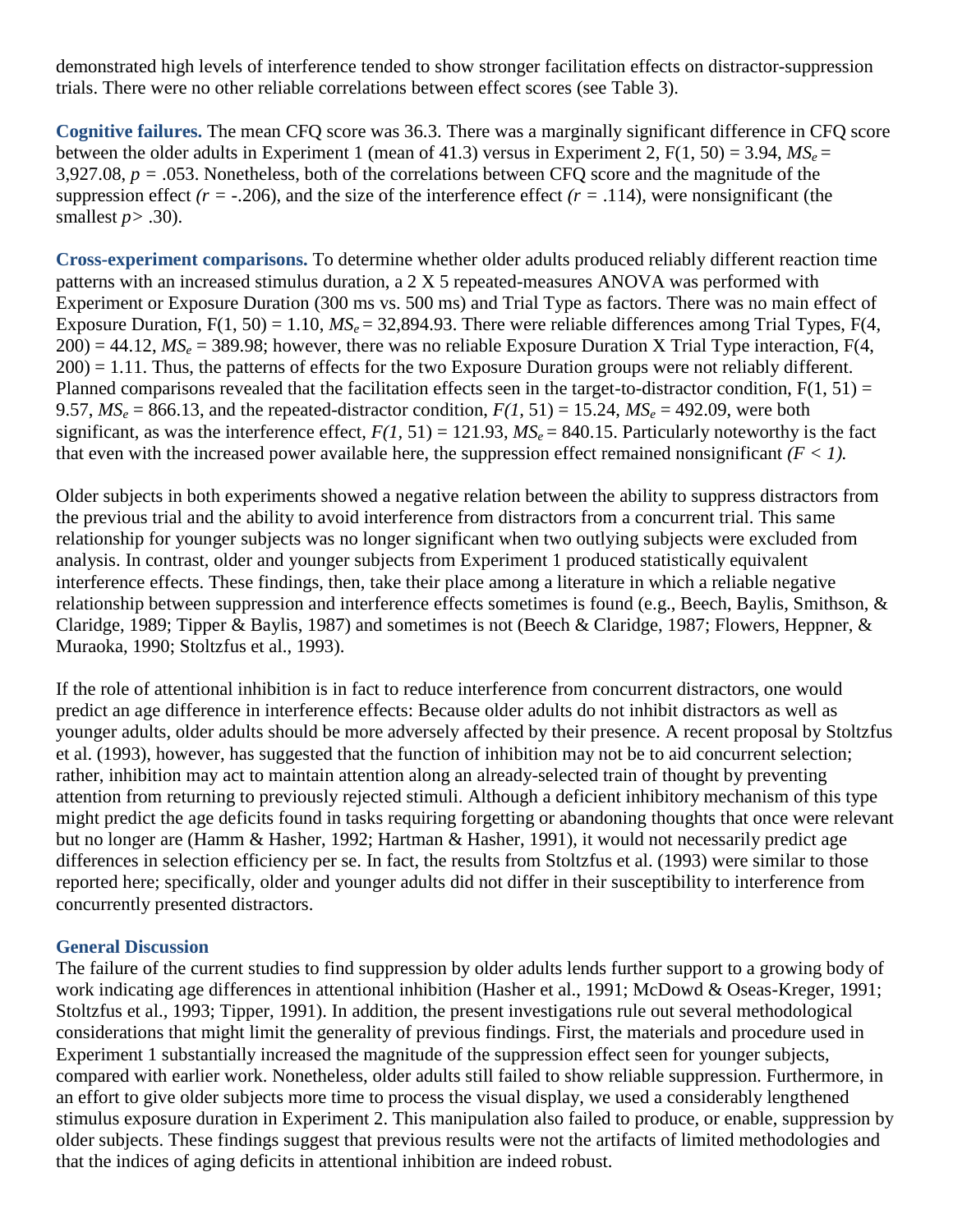demonstrated high levels of interference tended to show stronger facilitation effects on distractor-suppression trials. There were no other reliable correlations between effect scores (see Table 3).

**Cognitive failures.** The mean CFQ score was 36.3. There was a marginally significant difference in CFQ score between the older adults in Experiment 1 (mean of 41.3) versus in Experiment 2, $F(1, 50) = 3.94$, $MS_e = 3{,}927.08$, $p = .053$. Nonetheless, both of the correlations between CFQ score and the magnitude of the suppression effect ($r = -.206$), and the size of the interference effect ($r = .114$), were nonsignificant (the smallest $p > .30$).

**Cross-experiment comparisons.** To determine whether older adults produced reliably different reaction time patterns with an increased stimulus duration, a 2 X 5 repeated-measures ANOVA was performed with Experiment or Exposure Duration (300 ms vs. 500 ms) and Trial Type as factors. There was no main effect of Exposure Duration, $F(1, 50) = 1.10$, $MS_e = 32{,}894.93$. There were reliable differences among Trial Types, $F(4, 200) = 44.12$, $MS_e = 389.98$; however, there was no reliable Exposure Duration X Trial Type interaction, $F(4, 200) = 1.11$. Thus, the patterns of effects for the two Exposure Duration groups were not reliably different. Planned comparisons revealed that the facilitation effects seen in the target-to-distractor condition, $F(1, 51) = 9.57$, $MS_e = 866.13$, and the repeated-distractor condition, $F(1, 51) = 15.24$, $MS_e = 492.09$, were both significant, as was the interference effect, $F(1, 51) = 121.93$, $MS_e = 840.15$. Particularly noteworthy is the fact that even with the increased power available here, the suppression effect remained nonsignificant ($F < 1$).

Older subjects in both experiments showed a negative relation between the ability to suppress distractors from the previous trial and the ability to avoid interference from distractors from a concurrent trial. This same relationship for younger subjects was no longer significant when two outlying subjects were excluded from analysis. In contrast, older and younger subjects from Experiment 1 produced statistically equivalent interference effects. These findings, then, take their place among a literature in which a reliable negative relationship between suppression and interference effects sometimes is found (e.g., Beech, Baylis, Smithson, & Claridge, 1989; Tipper & Baylis, 1987) and sometimes is not (Beech & Claridge, 1987; Flowers, Heppner, & Muraoka, 1990; Stoltzfus et al., 1993).

If the role of attentional inhibition is in fact to reduce interference from concurrent distractors, one would predict an age difference in interference effects: Because older adults do not inhibit distractors as well as younger adults, older adults should be more adversely affected by their presence. A recent proposal by Stoltzfus et al. (1993), however, has suggested that the function of inhibition may not be to aid concurrent selection; rather, inhibition may act to maintain attention along an already-selected train of thought by preventing attention from returning to previously rejected stimuli. Although a deficient inhibitory mechanism of this type might predict the age deficits found in tasks requiring forgetting or abandoning thoughts that once were relevant but no longer are (Hamm & Hasher, 1992; Hartman & Hasher, 1991), it would not necessarily predict age differences in selection efficiency per se. In fact, the results from Stoltzfus et al. (1993) were similar to those reported here; specifically, older and younger adults did not differ in their susceptibility to interference from concurrently presented distractors.

## General Discussion

The failure of the current studies to find suppression by older adults lends further support to a growing body of work indicating age differences in attentional inhibition (Hasher et al., 1991; McDowd & Oseas-Kreger, 1991; Stoltzfus et al., 1993; Tipper, 1991). In addition, the present investigations rule out several methodological considerations that might limit the generality of previous findings. First, the materials and procedure used in Experiment 1 substantially increased the magnitude of the suppression effect seen for younger subjects, compared with earlier work. Nonetheless, older adults still failed to show reliable suppression. Furthermore, in an effort to give older subjects more time to process the visual display, we used a considerably lengthened stimulus exposure duration in Experiment 2. This manipulation also failed to produce, or enable, suppression by older subjects. These findings suggest that previous results were not the artifacts of limited methodologies and that the indices of aging deficits in attentional inhibition are indeed robust.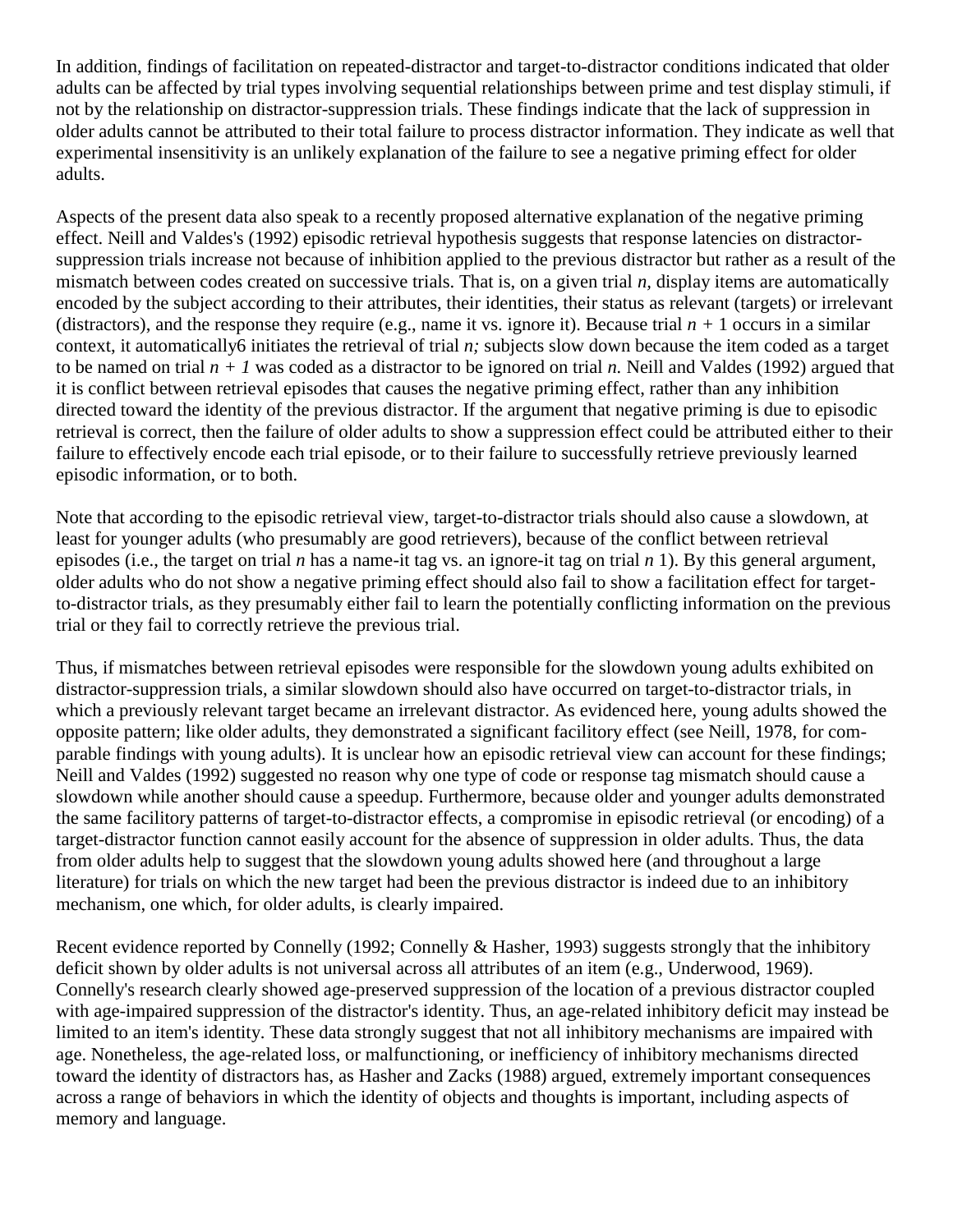In addition, findings of facilitation on repeated-distractor and target-to-distractor conditions indicated that older adults can be affected by trial types involving sequential relationships between prime and test display stimuli, if not by the relationship on distractor-suppression trials. These findings indicate that the lack of suppression in older adults cannot be attributed to their total failure to process distractor information. They indicate as well that experimental insensitivity is an unlikely explanation of the failure to see a negative priming effect for older adults.

Aspects of the present data also speak to a recently proposed alternative explanation of the negative priming effect. Neill and Valdes's (1992) episodic retrieval hypothesis suggests that response latencies on distractor-suppression trials increase not because of inhibition applied to the previous distractor but rather as a result of the mismatch between codes created on successive trials. That is, on a given trial *n,* display items are automatically encoded by the subject according to their attributes, their identities, their status as relevant (targets) or irrelevant (distractors), and the response they require (e.g., name it vs. ignore it). Because trial $n + 1$ occurs in a similar context, it automatically6 initiates the retrieval of trial *n;* subjects slow down because the item coded as a target to be named on trial $n + 1$ was coded as a distractor to be ignored on trial *n.* Neill and Valdes (1992) argued that it is conflict between retrieval episodes that causes the negative priming effect, rather than any inhibition directed toward the identity of the previous distractor. If the argument that negative priming is due to episodic retrieval is correct, then the failure of older adults to show a suppression effect could be attributed either to their failure to effectively encode each trial episode, or to their failure to successfully retrieve previously learned episodic information, or to both.

Note that according to the episodic retrieval view, target-to-distractor trials should also cause a slowdown, at least for younger adults (who presumably are good retrievers), because of the conflict between retrieval episodes (i.e., the target on trial *n* has a name-it tag vs. an ignore-it tag on trial *n* 1). By this general argument, older adults who do not show a negative priming effect should also fail to show a facilitation effect for target-to-distractor trials, as they presumably either fail to learn the potentially conflicting information on the previous trial or they fail to correctly retrieve the previous trial.

Thus, if mismatches between retrieval episodes were responsible for the slowdown young adults exhibited on distractor-suppression trials, a similar slowdown should also have occurred on target-to-distractor trials, in which a previously relevant target became an irrelevant distractor. As evidenced here, young adults showed the opposite pattern; like older adults, they demonstrated a significant facilitory effect (see Neill, 1978, for comparable findings with young adults). It is unclear how an episodic retrieval view can account for these findings; Neill and Valdes (1992) suggested no reason why one type of code or response tag mismatch should cause a slowdown while another should cause a speedup. Furthermore, because older and younger adults demonstrated the same facilitory patterns of target-to-distractor effects, a compromise in episodic retrieval (or encoding) of a target-distractor function cannot easily account for the absence of suppression in older adults. Thus, the data from older adults help to suggest that the slowdown young adults showed here (and throughout a large literature) for trials on which the new target had been the previous distractor is indeed due to an inhibitory mechanism, one which, for older adults, is clearly impaired.

Recent evidence reported by Connelly (1992; Connelly & Hasher, 1993) suggests strongly that the inhibitory deficit shown by older adults is not universal across all attributes of an item (e.g., Underwood, 1969). Connelly's research clearly showed age-preserved suppression of the location of a previous distractor coupled with age-impaired suppression of the distractor's identity. Thus, an age-related inhibitory deficit may instead be limited to an item's identity. These data strongly suggest that not all inhibitory mechanisms are impaired with age. Nonetheless, the age-related loss, or malfunctioning, or inefficiency of inhibitory mechanisms directed toward the identity of distractors has, as Hasher and Zacks (1988) argued, extremely important consequences across a range of behaviors in which the identity of objects and thoughts is important, including aspects of memory and language.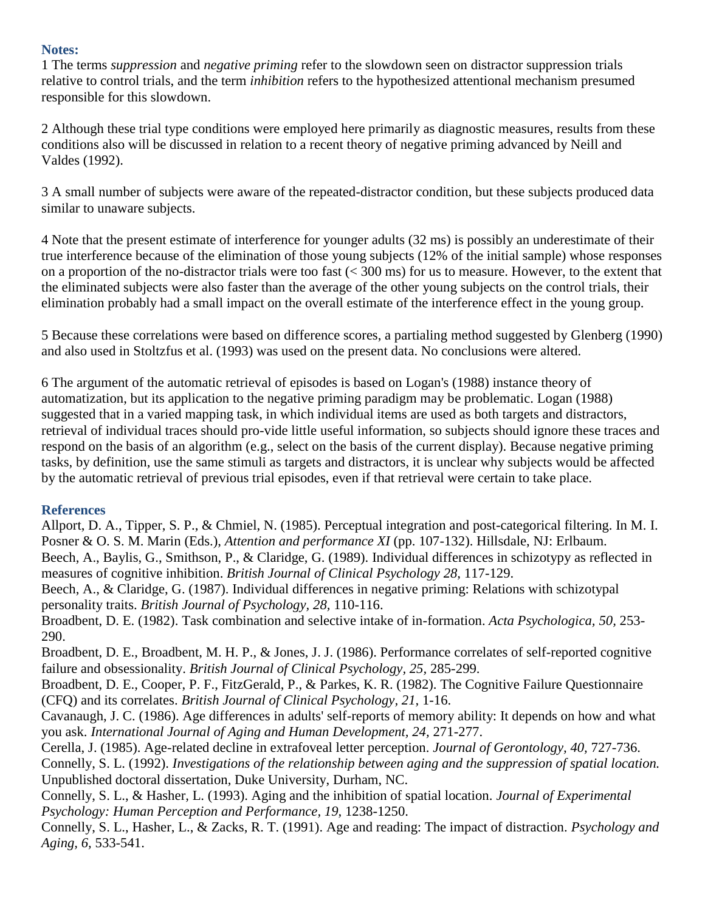### Notes:

1 The terms *suppression* and *negative priming* refer to the slowdown seen on distractor suppression trials relative to control trials, and the term *inhibition* refers to the hypothesized attentional mechanism presumed responsible for this slowdown.

2 Although these trial type conditions were employed here primarily as diagnostic measures, results from these conditions also will be discussed in relation to a recent theory of negative priming advanced by Neill and Valdes (1992).

3 A small number of subjects were aware of the repeated-distractor condition, but these subjects produced data similar to unaware subjects.

4 Note that the present estimate of interference for younger adults (32 ms) is possibly an underestimate of their true interference because of the elimination of those young subjects (12% of the initial sample) whose responses on a proportion of the no-distractor trials were too fast (< 300 ms) for us to measure. However, to the extent that the eliminated subjects were also faster than the average of the other young subjects on the control trials, their elimination probably had a small impact on the overall estimate of the interference effect in the young group.

5 Because these correlations were based on difference scores, a partialing method suggested by Glenberg (1990) and also used in Stoltzfus et al. (1993) was used on the present data. No conclusions were altered.

6 The argument of the automatic retrieval of episodes is based on Logan's (1988) instance theory of automatization, but its application to the negative priming paradigm may be problematic. Logan (1988) suggested that in a varied mapping task, in which individual items are used as both targets and distractors, retrieval of individual traces should pro-vide little useful information, so subjects should ignore these traces and respond on the basis of an algorithm (e.g., select on the basis of the current display). Because negative priming tasks, by definition, use the same stimuli as targets and distractors, it is unclear why subjects would be affected by the automatic retrieval of previous trial episodes, even if that retrieval were certain to take place.

### References

Allport, D. A., Tipper, S. P., & Chmiel, N. (1985). Perceptual integration and post-categorical filtering. In M. I. Posner & O. S. M. Marin (Eds.), *Attention and performance XI* (pp. 107-132). Hillsdale, NJ: Erlbaum.

Beech, A., Baylis, G., Smithson, P., & Claridge, G. (1989). Individual differences in schizotypy as reflected in measures of cognitive inhibition. *British Journal of Clinical Psychology 28*, 117-129.

Beech, A., & Claridge, G. (1987). Individual differences in negative priming: Relations with schizotypal personality traits. *British Journal of Psychology, 28,* 110-116.

Broadbent, D. E. (1982). Task combination and selective intake of in-formation. *Acta Psychologica, 50,* 253-290.

Broadbent, D. E., Broadbent, M. H. P., & Jones, J. J. (1986). Performance correlates of self-reported cognitive failure and obsessionality. *British Journal of Clinical Psychology, 25*, 285-299.

Broadbent, D. E., Cooper, P. F., FitzGerald, P., & Parkes, K. R. (1982). The Cognitive Failure Questionnaire (CFQ) and its correlates. *British Journal of Clinical Psychology, 21,* 1-16.

Cavanaugh, J. C. (1986). Age differences in adults' self-reports of memory ability: It depends on how and what you ask. *International Journal of Aging and Human Development, 24,* 271-277.

Cerella, J. (1985). Age-related decline in extrafoveal letter perception. *Journal of Gerontology, 40,* 727-736.

Connelly, S. L. (1992). *Investigations of the relationship between aging and the suppression of spatial location.* Unpublished doctoral dissertation, Duke University, Durham, NC.

Connelly, S. L., & Hasher, L. (1993). Aging and the inhibition of spatial location. *Journal of Experimental Psychology: Human Perception and Performance, 19,* 1238-1250.

Connelly, S. L., Hasher, L., & Zacks, R. T. (1991). Age and reading: The impact of distraction. *Psychology and Aging, 6,* 533-541.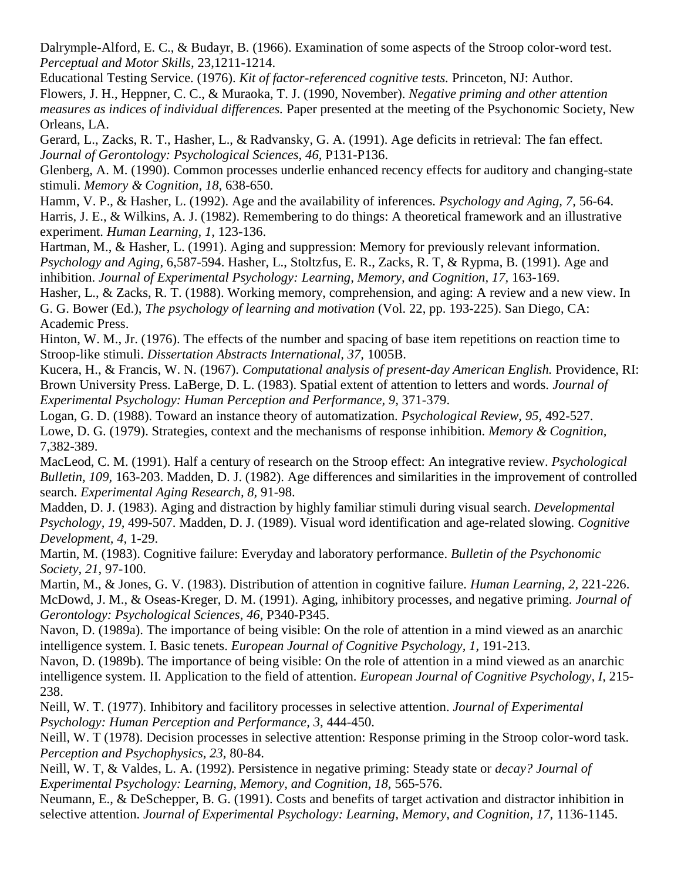Dalrymple-Alford, E. C., & Budayr, B. (1966). Examination of some aspects of the Stroop color-word test. *Perceptual and Motor Skills,* 23,1211-1214.

Educational Testing Service. (1976). *Kit of factor-referenced cognitive tests.* Princeton, NJ: Author.

Flowers, J. H., Heppner, C. C., & Muraoka, T. J. (1990, November). *Negative priming and other attention measures as indices of individual differences.* Paper presented at the meeting of the Psychonomic Society, New Orleans, LA.

Gerard, L., Zacks, R. T., Hasher, L., & Radvansky, G. A. (1991). Age deficits in retrieval: The fan effect. *Journal of Gerontology: Psychological Sciences, 46,* P131-P136.

Glenberg, A. M. (1990). Common processes underlie enhanced recency effects for auditory and changing-state stimuli. *Memory & Cognition, 18,* 638-650.

Hamm, V. P., & Hasher, L. (1992). Age and the availability of inferences. *Psychology and Aging, 7,* 56-64.

Harris, J. E., & Wilkins, A. J. (1982). Remembering to do things: A theoretical framework and an illustrative experiment. *Human Learning, 1,* 123-136.

Hartman, M., & Hasher, L. (1991). Aging and suppression: Memory for previously relevant information. *Psychology and Aging,* 6,587-594. Hasher, L., Stoltzfus, E. R., Zacks, R. T, & Rypma, B. (1991). Age and inhibition. *Journal of Experimental Psychology: Learning, Memory, and Cognition, 17,* 163-169.

Hasher, L., & Zacks, R. T. (1988). Working memory, comprehension, and aging: A review and a new view. In G. G. Bower (Ed.), *The psychology of learning and motivation* (Vol. 22, pp. 193-225). San Diego, CA: Academic Press.

Hinton, W. M., Jr. (1976). The effects of the number and spacing of base item repetitions on reaction time to Stroop-like stimuli. *Dissertation Abstracts International, 37,* 1005B.

Kucera, H., & Francis, W. N. (1967). *Computational analysis of present-day American English.* Providence, RI: Brown University Press. LaBerge, D. L. (1983). Spatial extent of attention to letters and words. *Journal of Experimental Psychology: Human Perception and Performance, 9,* 371-379.

Logan, G. D. (1988). Toward an instance theory of automatization. *Psychological Review, 95,* 492-527.

Lowe, D. G. (1979). Strategies, context and the mechanisms of response inhibition. *Memory & Cognition,* 7,382-389.

MacLeod, C. M. (1991). Half a century of research on the Stroop effect: An integrative review. *Psychological Bulletin, 109,* 163-203. Madden, D. J. (1982). Age differences and similarities in the improvement of controlled search. *Experimental Aging Research, 8,* 91-98.

Madden, D. J. (1983). Aging and distraction by highly familiar stimuli during visual search. *Developmental Psychology, 19,* 499-507. Madden, D. J. (1989). Visual word identification and age-related slowing. *Cognitive Development, 4,* 1-29.

Martin, M. (1983). Cognitive failure: Everyday and laboratory performance. *Bulletin of the Psychonomic Society, 21,* 97-100.

Martin, M., & Jones, G. V. (1983). Distribution of attention in cognitive failure. *Human Learning, 2,* 221-226. McDowd, J. M., & Oseas-Kreger, D. M. (1991). Aging, inhibitory processes, and negative priming. *Journal of Gerontology: Psychological Sciences, 46,* P340-P345.

Navon, D. (1989a). The importance of being visible: On the role of attention in a mind viewed as an anarchic intelligence system. I. Basic tenets. *European Journal of Cognitive Psychology, 1,* 191-213.

Navon, D. (1989b). The importance of being visible: On the role of attention in a mind viewed as an anarchic intelligence system. II. Application to the field of attention. *European Journal of Cognitive Psychology, I,* 215-238.

Neill, W. T. (1977). Inhibitory and facilitory processes in selective attention. *Journal of Experimental Psychology: Human Perception and Performance, 3,* 444-450.

Neill, W. T (1978). Decision processes in selective attention: Response priming in the Stroop color-word task. *Perception and Psychophysics, 23,* 80-84.

Neill, W. T, & Valdes, L. A. (1992). Persistence in negative priming: Steady state or *decay? Journal of Experimental Psychology: Learning, Memory, and Cognition, 18,* 565-576.

Neumann, E., & DeSchepper, B. G. (1991). Costs and benefits of target activation and distractor inhibition in selective attention. *Journal of Experimental Psychology: Learning, Memory, and Cognition, 17,* 1136-1145.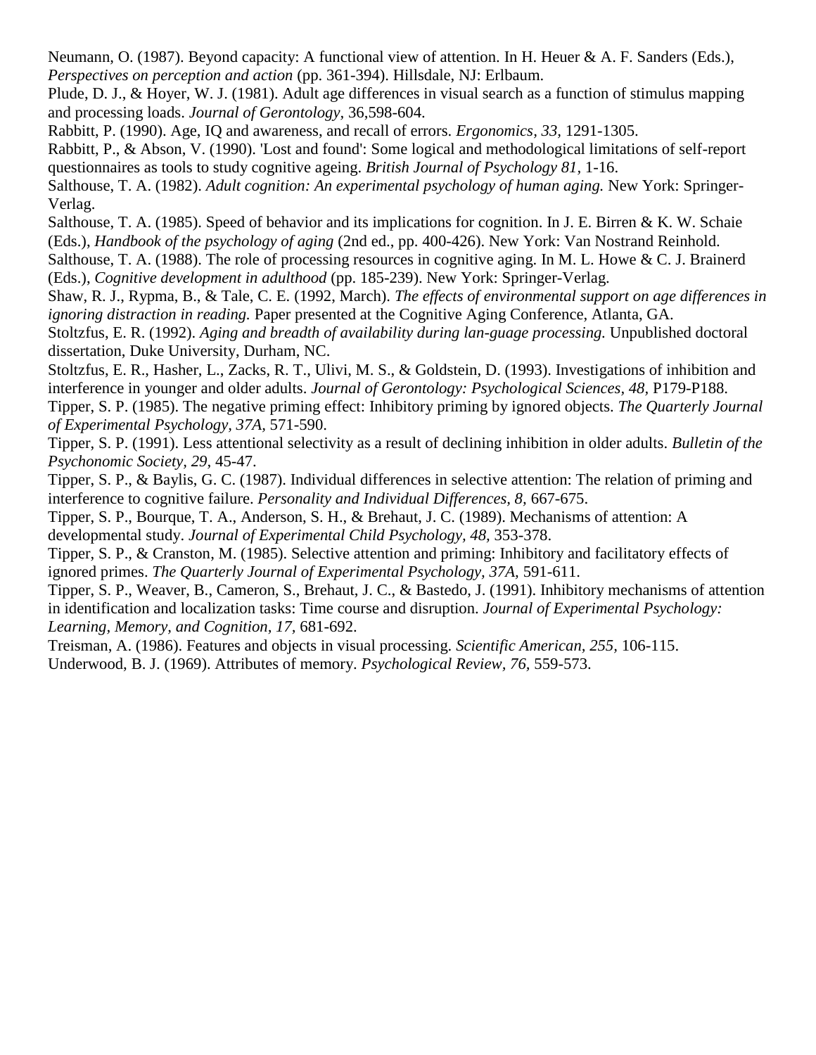Neumann, O. (1987). Beyond capacity: A functional view of attention. In H. Heuer & A. F. Sanders (Eds.), *Perspectives on perception and action* (pp. 361-394). Hillsdale, NJ: Erlbaum.

Plude, D. J., & Hoyer, W. J. (1981). Adult age differences in visual search as a function of stimulus mapping and processing loads. *Journal of Gerontology*, 36,598-604.

Rabbitt, P. (1990). Age, IQ and awareness, and recall of errors. *Ergonomics*, *33*, 1291-1305.

Rabbitt, P., & Abson, V. (1990). 'Lost and found': Some logical and methodological limitations of self-report questionnaires as tools to study cognitive ageing. *British Journal of Psychology 81*, 1-16.

Salthouse, T. A. (1982). *Adult cognition: An experimental psychology of human aging.* New York: Springer-Verlag.

Salthouse, T. A. (1985). Speed of behavior and its implications for cognition. In J. E. Birren & K. W. Schaie (Eds.), *Handbook of the psychology of aging* (2nd ed., pp. 400-426). New York: Van Nostrand Reinhold.

Salthouse, T. A. (1988). The role of processing resources in cognitive aging. In M. L. Howe & C. J. Brainerd (Eds.), *Cognitive development in adulthood* (pp. 185-239). New York: Springer-Verlag.

Shaw, R. J., Rypma, B., & Tale, C. E. (1992, March). *The effects of environmental support on age differences in ignoring distraction in reading.* Paper presented at the Cognitive Aging Conference, Atlanta, GA.

Stoltzfus, E. R. (1992). *Aging and breadth of availability during lan-guage processing*. Unpublished doctoral dissertation, Duke University, Durham, NC.

Stoltzfus, E. R., Hasher, L., Zacks, R. T., Ulivi, M. S., & Goldstein, D. (1993). Investigations of inhibition and interference in younger and older adults. *Journal of Gerontology: Psychological Sciences*, *48*, P179-P188.

Tipper, S. P. (1985). The negative priming effect: Inhibitory priming by ignored objects. *The Quarterly Journal of Experimental Psychology, 37A,* 571-590.

Tipper, S. P. (1991). Less attentional selectivity as a result of declining inhibition in older adults. *Bulletin of the Psychonomic Society, 29,* 45-47.

Tipper, S. P., & Baylis, G. C. (1987). Individual differences in selective attention: The relation of priming and interference to cognitive failure. *Personality and Individual Differences, 8,* 667-675.

Tipper, S. P., Bourque, T. A., Anderson, S. H., & Brehaut, J. C. (1989). Mechanisms of attention: A developmental study. *Journal of Experimental Child Psychology*, *48*, 353-378.

Tipper, S. P., & Cranston, M. (1985). Selective attention and priming: Inhibitory and facilitatory effects of ignored primes. *The Quarterly Journal of Experimental Psychology, 37A,* 591-611.

Tipper, S. P., Weaver, B., Cameron, S., Brehaut, J. C., & Bastedo, J. (1991). Inhibitory mechanisms of attention in identification and localization tasks: Time course and disruption. *Journal of Experimental Psychology: Learning, Memory, and Cognition, 17,* 681-692.

Treisman, A. (1986). Features and objects in visual processing. *Scientific American, 255,* 106-115.

Underwood, B. J. (1969). Attributes of memory. *Psychological Review, 76,* 559-573.